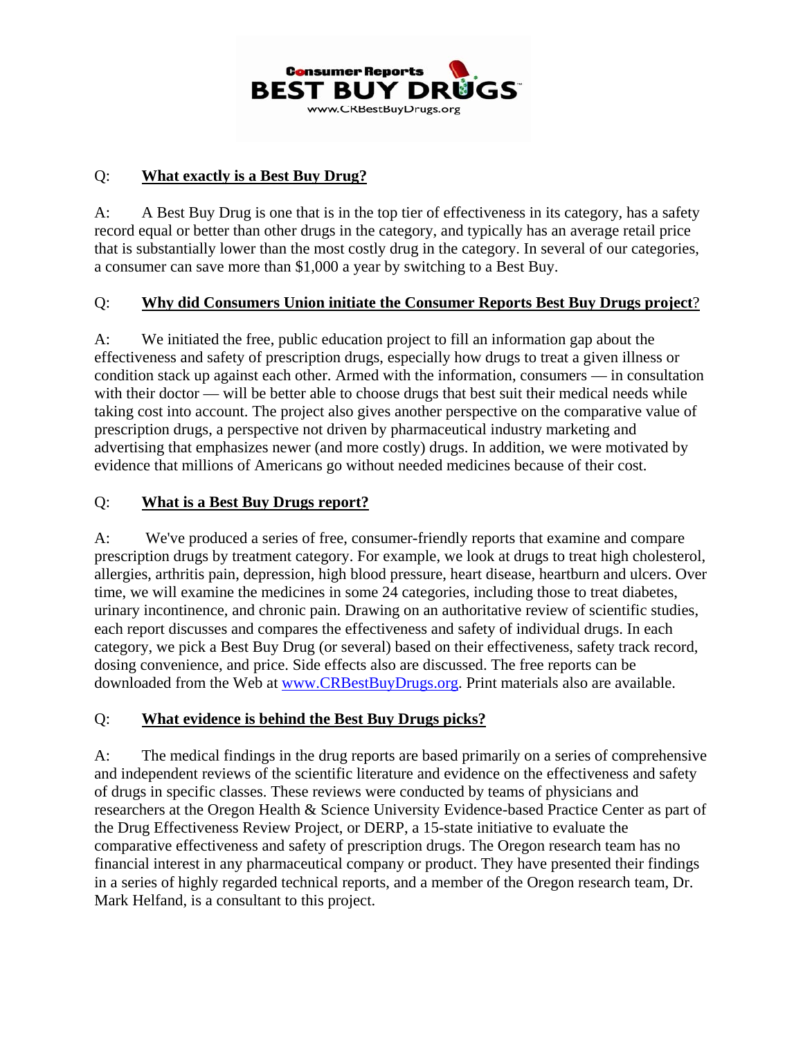Consumer Reports
**BEST BUY DRUGS**
www.CRBestBuyDrugs.org

Q: **What exactly is a Best Buy Drug?**

A: A Best Buy Drug is one that is in the top tier of effectiveness in its category, has a safety record equal or better than other drugs in the category, and typically has an average retail price that is substantially lower than the most costly drug in the category. In several of our categories, a consumer can save more than $1,000 a year by switching to a Best Buy.

Q: **Why did Consumers Union initiate the Consumer Reports Best Buy Drugs project?**

A: We initiated the free, public education project to fill an information gap about the effectiveness and safety of prescription drugs, especially how drugs to treat a given illness or condition stack up against each other. Armed with the information, consumers — in consultation with their doctor — will be better able to choose drugs that best suit their medical needs while taking cost into account. The project also gives another perspective on the comparative value of prescription drugs, a perspective not driven by pharmaceutical industry marketing and advertising that emphasizes newer (and more costly) drugs. In addition, we were motivated by evidence that millions of Americans go without needed medicines because of their cost.

Q: **What is a Best Buy Drugs report?**

A: We've produced a series of free, consumer-friendly reports that examine and compare prescription drugs by treatment category. For example, we look at drugs to treat high cholesterol, allergies, arthritis pain, depression, high blood pressure, heart disease, heartburn and ulcers. Over time, we will examine the medicines in some 24 categories, including those to treat diabetes, urinary incontinence, and chronic pain. Drawing on an authoritative review of scientific studies, each report discusses and compares the effectiveness and safety of individual drugs. In each category, we pick a Best Buy Drug (or several) based on their effectiveness, safety track record, dosing convenience, and price. Side effects also are discussed. The free reports can be downloaded from the Web at www.CRBestBuyDrugs.org. Print materials also are available.

Q: **What evidence is behind the Best Buy Drugs picks?**

A: The medical findings in the drug reports are based primarily on a series of comprehensive and independent reviews of the scientific literature and evidence on the effectiveness and safety of drugs in specific classes. These reviews were conducted by teams of physicians and researchers at the Oregon Health & Science University Evidence-based Practice Center as part of the Drug Effectiveness Review Project, or DERP, a 15-state initiative to evaluate the comparative effectiveness and safety of prescription drugs. The Oregon research team has no financial interest in any pharmaceutical company or product. They have presented their findings in a series of highly regarded technical reports, and a member of the Oregon research team, Dr. Mark Helfand, is a consultant to this project.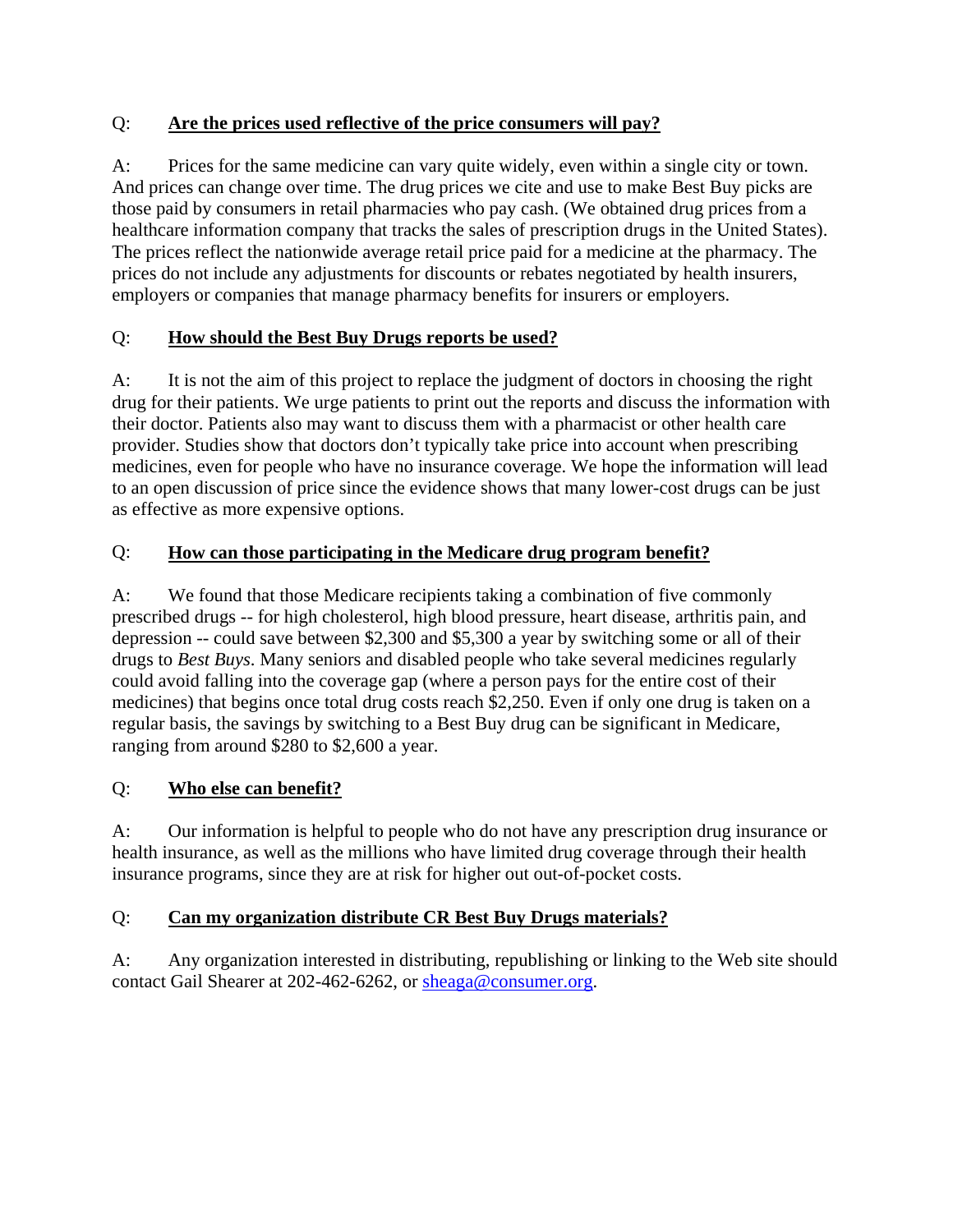Q: **<u>Are the prices used reflective of the price consumers will pay?</u>**

A: Prices for the same medicine can vary quite widely, even within a single city or town. And prices can change over time. The drug prices we cite and use to make Best Buy picks are those paid by consumers in retail pharmacies who pay cash. (We obtained drug prices from a healthcare information company that tracks the sales of prescription drugs in the United States). The prices reflect the nationwide average retail price paid for a medicine at the pharmacy. The prices do not include any adjustments for discounts or rebates negotiated by health insurers, employers or companies that manage pharmacy benefits for insurers or employers.

Q: **<u>How should the Best Buy Drugs reports be used?</u>**

A: It is not the aim of this project to replace the judgment of doctors in choosing the right drug for their patients. We urge patients to print out the reports and discuss the information with their doctor. Patients also may want to discuss them with a pharmacist or other health care provider. Studies show that doctors don't typically take price into account when prescribing medicines, even for people who have no insurance coverage. We hope the information will lead to an open discussion of price since the evidence shows that many lower-cost drugs can be just as effective as more expensive options.

Q: **<u>How can those participating in the Medicare drug program benefit?</u>**

A: We found that those Medicare recipients taking a combination of five commonly prescribed drugs -- for high cholesterol, high blood pressure, heart disease, arthritis pain, and depression -- could save between $2,300 and $5,300 a year by switching some or all of their drugs to *Best Buys*. Many seniors and disabled people who take several medicines regularly could avoid falling into the coverage gap (where a person pays for the entire cost of their medicines) that begins once total drug costs reach $2,250. Even if only one drug is taken on a regular basis, the savings by switching to a Best Buy drug can be significant in Medicare, ranging from around $280 to $2,600 a year.

Q: **<u>Who else can benefit?</u>**

A: Our information is helpful to people who do not have any prescription drug insurance or health insurance, as well as the millions who have limited drug coverage through their health insurance programs, since they are at risk for higher out out-of-pocket costs.

Q: **<u>Can my organization distribute CR Best Buy Drugs materials?</u>**

A: Any organization interested in distributing, republishing or linking to the Web site should contact Gail Shearer at 202-462-6262, or sheaga@consumer.org.